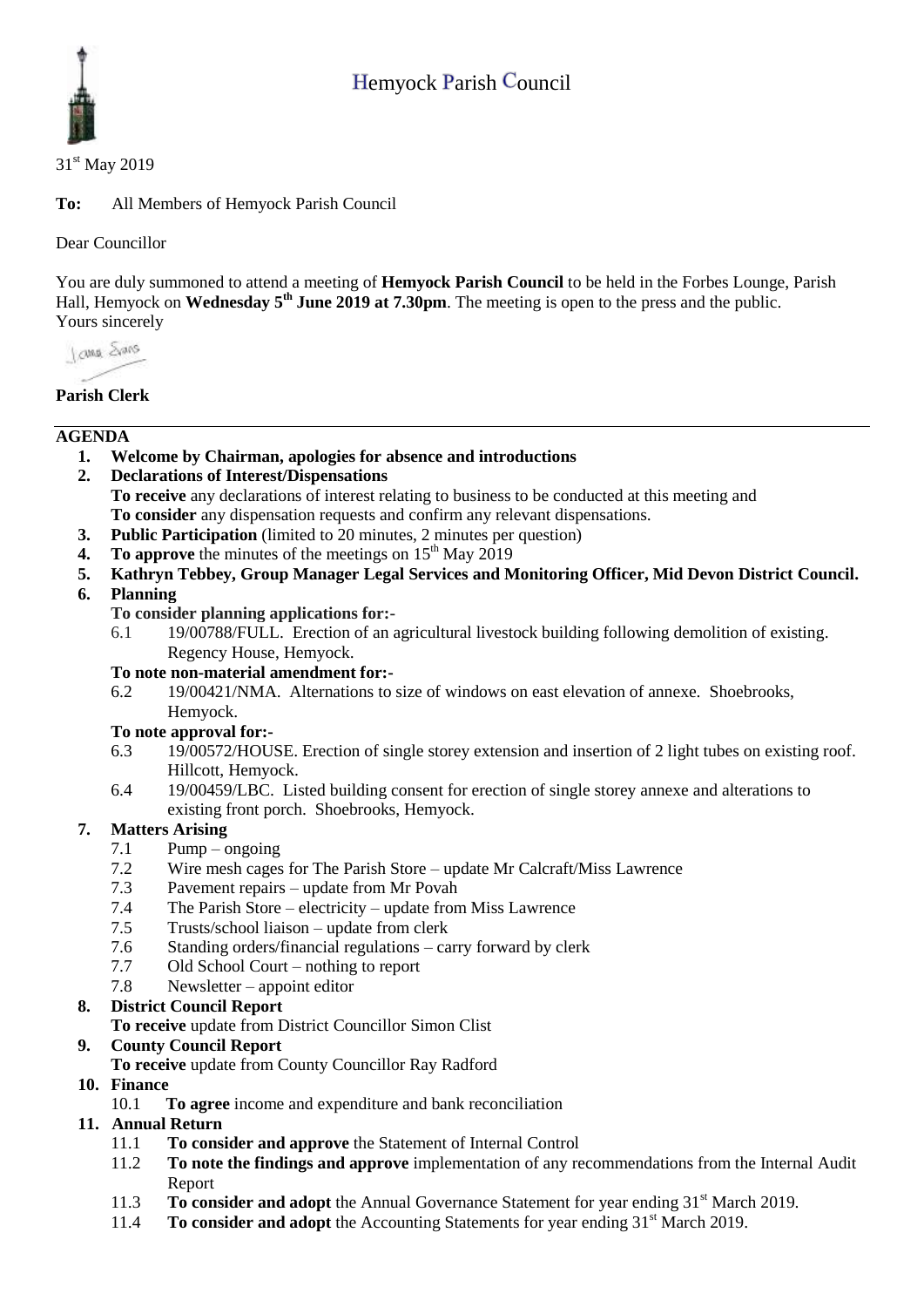# Hemyock Parish Council

31st May 2019

**To:** All Members of Hemyock Parish Council

Dear Councillor

You are duly summoned to attend a meeting of **Hemyock Parish Council** to be held in the Forbes Lounge, Parish Hall, Hemyock on **Wednesday 5th June 2019 at 7.30pm**. The meeting is open to the press and the public.
Yours sincerely

**Parish Clerk**

---

## AGENDA

1. **Welcome by Chairman, apologies for absence and introductions**
2. **Declarations of Interest/Dispensations**
   **To receive** any declarations of interest relating to business to be conducted at this meeting and
   **To consider** any dispensation requests and confirm any relevant dispensations.
3. **Public Participation** (limited to 20 minutes, 2 minutes per question)
4. **To approve** the minutes of the meetings on 15th May 2019
5. **Kathryn Tebbey, Group Manager Legal Services and Monitoring Officer, Mid Devon District Council.**
6. **Planning**
   **To consider planning applications for:-**
   - 6.1 19/00788/FULL. Erection of an agricultural livestock building following demolition of existing. Regency House, Hemyock.

   **To note non-material amendment for:-**
   - 6.2 19/00421/NMA. Alternations to size of windows on east elevation of annexe. Shoebrooks, Hemyock.

   **To note approval for:-**
   - 6.3 19/00572/HOUSE. Erection of single storey extension and insertion of 2 light tubes on existing roof. Hillcott, Hemyock.
   - 6.4 19/00459/LBC. Listed building consent for erection of single storey annexe and alterations to existing front porch. Shoebrooks, Hemyock.
7. **Matters Arising**
   - 7.1 Pump – ongoing
   - 7.2 Wire mesh cages for The Parish Store – update Mr Calcraft/Miss Lawrence
   - 7.3 Pavement repairs – update from Mr Povah
   - 7.4 The Parish Store – electricity – update from Miss Lawrence
   - 7.5 Trusts/school liaison – update from clerk
   - 7.6 Standing orders/financial regulations – carry forward by clerk
   - 7.7 Old School Court – nothing to report
   - 7.8 Newsletter – appoint editor
8. **District Council Report**
   **To receive** update from District Councillor Simon Clist
9. **County Council Report**
   **To receive** update from County Councillor Ray Radford
10. **Finance**
    - 10.1 **To agree** income and expenditure and bank reconciliation
11. **Annual Return**
    - 11.1 **To consider and approve** the Statement of Internal Control
    - 11.2 **To note the findings and approve** implementation of any recommendations from the Internal Audit Report
    - 11.3 **To consider and adopt** the Annual Governance Statement for year ending 31st March 2019.
    - 11.4 **To consider and adopt** the Accounting Statements for year ending 31st March 2019.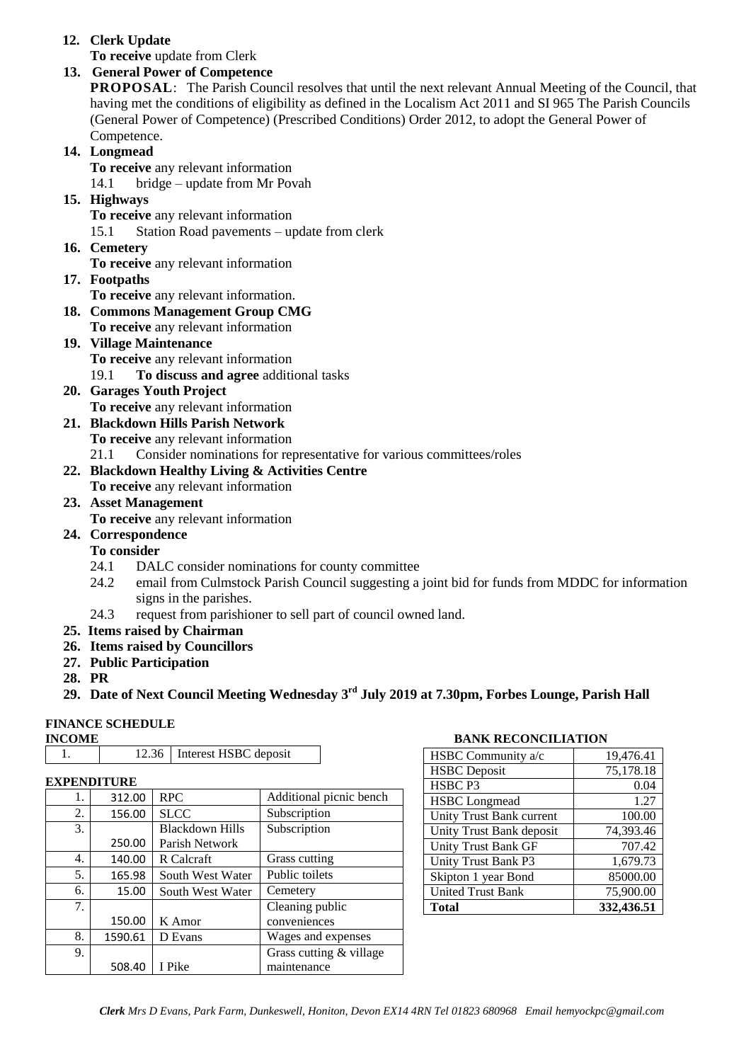12. **Clerk Update**
    **To receive** update from Clerk
13. **General Power of Competence**
    **PROPOSAL**: The Parish Council resolves that until the next relevant Annual Meeting of the Council, that having met the conditions of eligibility as defined in the Localism Act 2011 and SI 965 The Parish Councils (General Power of Competence) (Prescribed Conditions) Order 2012, to adopt the General Power of Competence.
14. **Longmead**
    **To receive** any relevant information
    14.1 bridge – update from Mr Povah
15. **Highways**
    **To receive** any relevant information
    15.1 Station Road pavements – update from clerk
16. **Cemetery**
    **To receive** any relevant information
17. **Footpaths**
    **To receive** any relevant information.
18. **Commons Management Group CMG**
    **To receive** any relevant information
19. **Village Maintenance**
    **To receive** any relevant information
    19.1 **To discuss and agree** additional tasks
20. **Garages Youth Project**
    **To receive** any relevant information
21. **Blackdown Hills Parish Network**
    **To receive** any relevant information
    21.1 Consider nominations for representative for various committees/roles
22. **Blackdown Healthy Living & Activities Centre**
    **To receive** any relevant information
23. **Asset Management**
    **To receive** any relevant information
24. **Correspondence**
    **To consider**
    24.1 DALC consider nominations for county committee
    24.2 email from Culmstock Parish Council suggesting a joint bid for funds from MDDC for information signs in the parishes.
    24.3 request from parishioner to sell part of council owned land.
25. **Items raised by Chairman**
26. **Items raised by Councillors**
27. **Public Participation**
28. **PR**
29. **Date of Next Council Meeting Wednesday 3rd July 2019 at 7.30pm, Forbes Lounge, Parish Hall**

**FINANCE SCHEDULE**

**INCOME**

| | | |
|---|---|---|
| 1. | 12.36 | Interest HSBC deposit |

**EXPENDITURE**

| | | | |
|---|---|---|---|
| 1. | 312.00 | RPC | Additional picnic bench |
| 2. | 156.00 | SLCC | Subscription |
| 3. | 250.00 | Blackdown Hills Parish Network | Subscription |
| 4. | 140.00 | R Calcraft | Grass cutting |
| 5. | 165.98 | South West Water | Public toilets |
| 6. | 15.00 | South West Water | Cemetery |
| 7. | 150.00 | K Amor | Cleaning public conveniences |
| 8. | 1590.61 | D Evans | Wages and expenses |
| 9. | 508.40 | I Pike | Grass cutting & village maintenance |

**BANK RECONCILIATION**

| | |
|---|---|
| HSBC Community a/c | 19,476.41 |
| HSBC Deposit | 75,178.18 |
| HSBC P3 | 0.04 |
| HSBC Longmead | 1.27 |
| Unity Trust Bank current | 100.00 |
| Unity Trust Bank deposit | 74,393.46 |
| Unity Trust Bank GF | 707.42 |
| Unity Trust Bank P3 | 1,679.73 |
| Skipton 1 year Bond | 85000.00 |
| United Trust Bank | 75,900.00 |
| **Total** | **332,436.51** |

*Clerk Mrs D Evans, Park Farm, Dunkeswell, Honiton, Devon EX14 4RN Tel 01823 680968 Email hemyockpc@gmail.com*